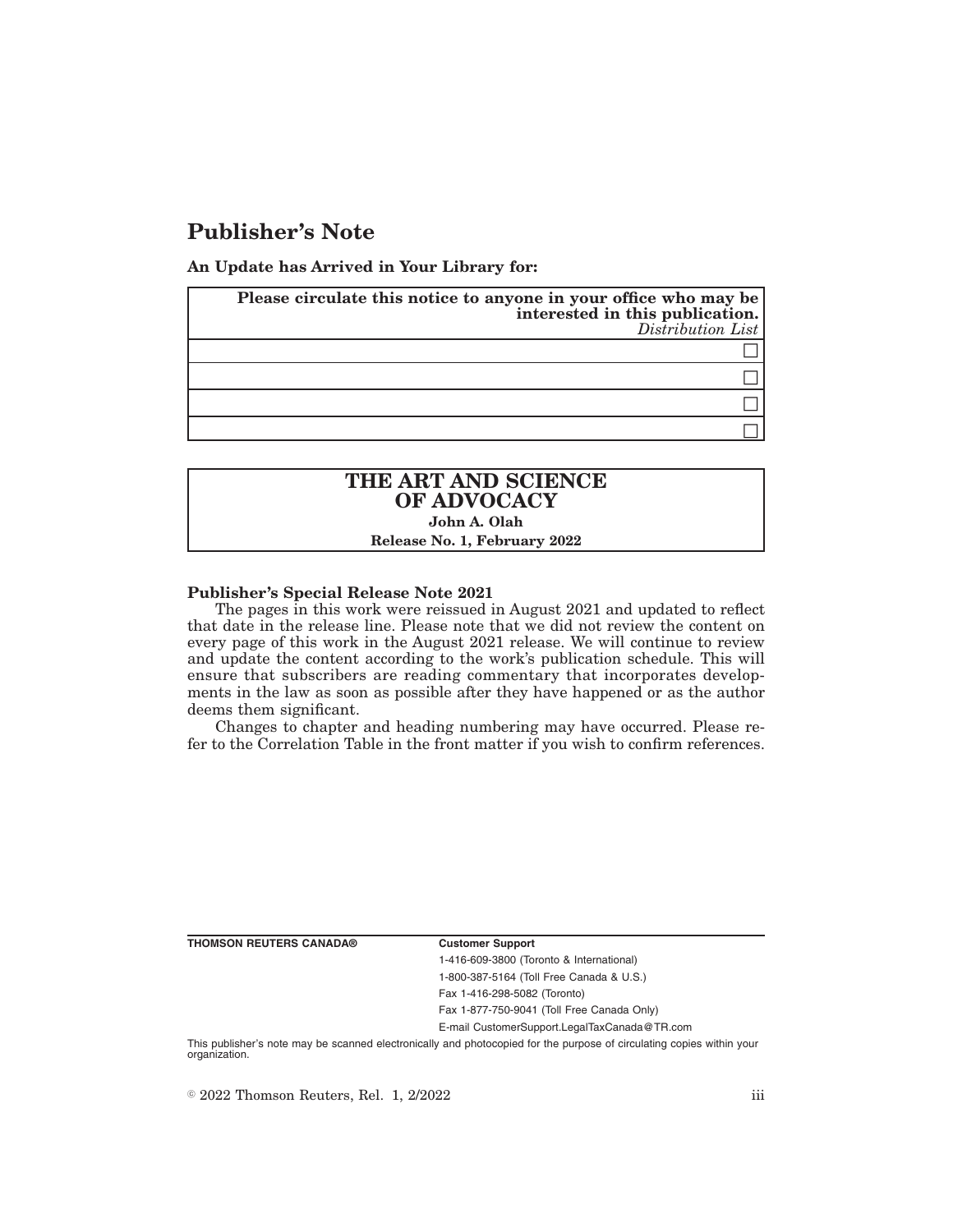# Publisher's Note

**An Update has Arrived in Your Library for:**

| **Please circulate this notice to anyone in your office who may be interested in this publication.** *Distribution List* |
|---|
| ☐ |
| ☐ |
| ☐ |
| ☐ |

**THE ART AND SCIENCE OF ADVOCACY**
**John A. Olah**
**Release No. 1, February 2022**

**Publisher's Special Release Note 2021**

The pages in this work were reissued in August 2021 and updated to reflect that date in the release line. Please note that we did not review the content on every page of this work in the August 2021 release. We will continue to review and update the content according to the work's publication schedule. This will ensure that subscribers are reading commentary that incorporates developments in the law as soon as possible after they have happened or as the author deems them significant.

Changes to chapter and heading numbering may have occurred. Please refer to the Correlation Table in the front matter if you wish to confirm references.

**THOMSON REUTERS CANADA®**

**Customer Support**
1-416-609-3800 (Toronto & International)
1-800-387-5164 (Toll Free Canada & U.S.)
Fax 1-416-298-5082 (Toronto)
Fax 1-877-750-9041 (Toll Free Canada Only)
E-mail CustomerSupport.LegalTaxCanada@TR.com

This publisher's note may be scanned electronically and photocopied for the purpose of circulating copies within your organization.

© 2022 Thomson Reuters, Rel. 1, 2/2022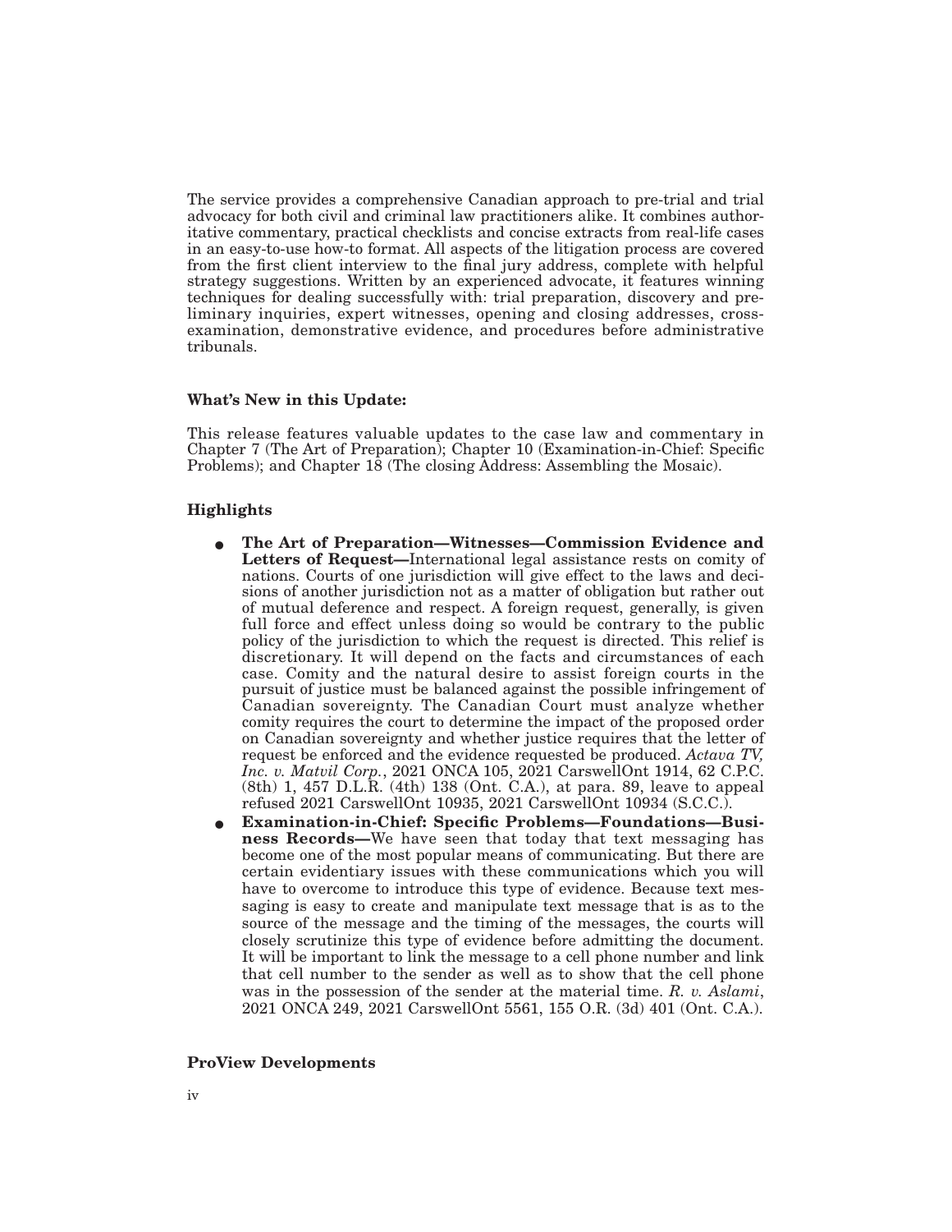The service provides a comprehensive Canadian approach to pre-trial and trial advocacy for both civil and criminal law practitioners alike. It combines authoritative commentary, practical checklists and concise extracts from real-life cases in an easy-to-use how-to format. All aspects of the litigation process are covered from the first client interview to the final jury address, complete with helpful strategy suggestions. Written by an experienced advocate, it features winning techniques for dealing successfully with: trial preparation, discovery and preliminary inquiries, expert witnesses, opening and closing addresses, cross-examination, demonstrative evidence, and procedures before administrative tribunals.

### What's New in this Update:

This release features valuable updates to the case law and commentary in Chapter 7 (The Art of Preparation); Chapter 10 (Examination-in-Chief: Specific Problems); and Chapter 18 (The closing Address: Assembling the Mosaic).

### Highlights

- **The Art of Preparation—Witnesses—Commission Evidence and Letters of Request—**International legal assistance rests on comity of nations. Courts of one jurisdiction will give effect to the laws and decisions of another jurisdiction not as a matter of obligation but rather out of mutual deference and respect. A foreign request, generally, is given full force and effect unless doing so would be contrary to the public policy of the jurisdiction to which the request is directed. This relief is discretionary. It will depend on the facts and circumstances of each case. Comity and the natural desire to assist foreign courts in the pursuit of justice must be balanced against the possible infringement of Canadian sovereignty. The Canadian Court must analyze whether comity requires the court to determine the impact of the proposed order on Canadian sovereignty and whether justice requires that the letter of request be enforced and the evidence requested be produced. *Actava TV, Inc. v. Matvil Corp.*, 2021 ONCA 105, 2021 CarswellOnt 1914, 62 C.P.C. (8th) 1, 457 D.L.R. (4th) 138 (Ont. C.A.), at para. 89, leave to appeal refused 2021 CarswellOnt 10935, 2021 CarswellOnt 10934 (S.C.C.).
- **Examination-in-Chief: Specific Problems—Foundations—Business Records—**We have seen that today that text messaging has become one of the most popular means of communicating. But there are certain evidentiary issues with these communications which you will have to overcome to introduce this type of evidence. Because text messaging is easy to create and manipulate text message that is as to the source of the message and the timing of the messages, the courts will closely scrutinize this type of evidence before admitting the document. It will be important to link the message to a cell phone number and link that cell number to the sender as well as to show that the cell phone was in the possession of the sender at the material time. *R. v. Aslami*, 2021 ONCA 249, 2021 CarswellOnt 5561, 155 O.R. (3d) 401 (Ont. C.A.).

### ProView Developments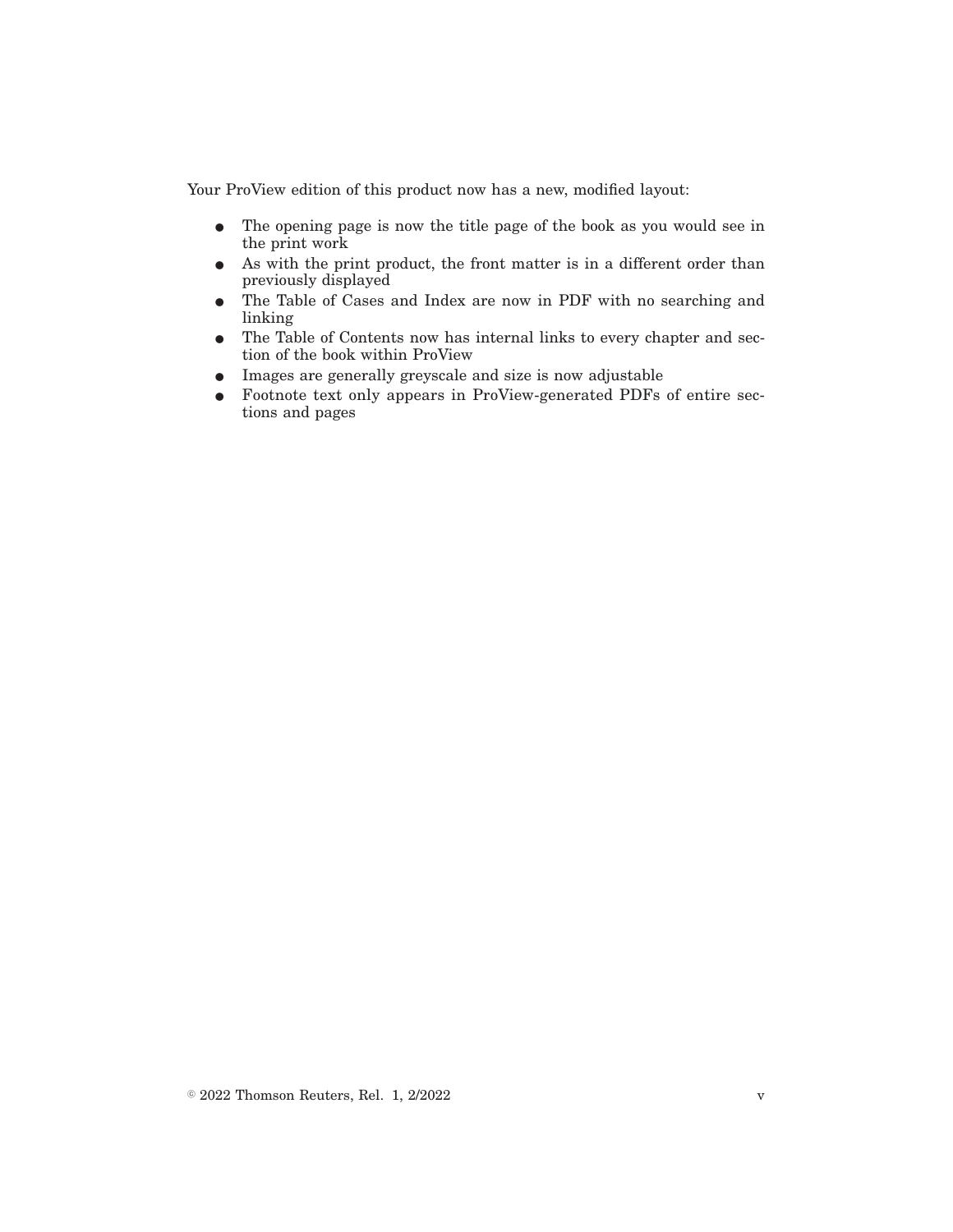Your ProView edition of this product now has a new, modified layout:

- The opening page is now the title page of the book as you would see in the print work
- As with the print product, the front matter is in a different order than previously displayed
- The Table of Cases and Index are now in PDF with no searching and linking
- The Table of Contents now has internal links to every chapter and section of the book within ProView
- Images are generally greyscale and size is now adjustable
- Footnote text only appears in ProView-generated PDFs of entire sections and pages